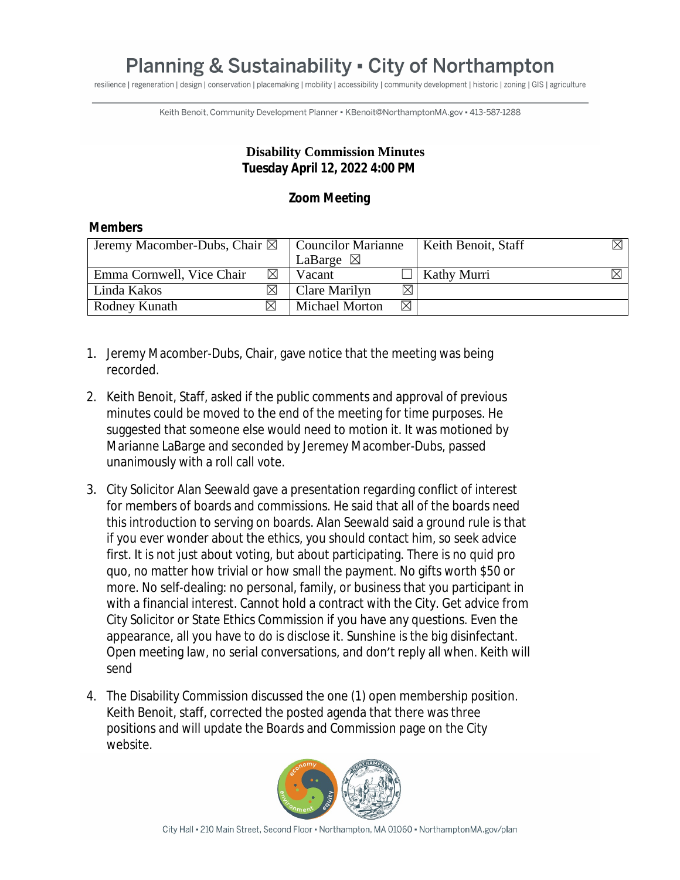# Planning & Sustainability ▪ City of Northampton

resilience | regeneration | design | conservation | placemaking | mobility | accessibility | community development | historic | zoning | GIS | agriculture

Keith Benoit, Community Development Planner ▪ KBenoit@NorthamptonMA.gov ▪ 413-587-1288

## Disability Commission Minutes
## Tuesday April 12, 2022 4:00 PM

### Zoom Meeting

**Members**

| Jeremy Macomber-Dubs, Chair ☒ | Councilor Marianne LaBarge ☒ | Keith Benoit, Staff ☒ |
|---|---|---|
| Emma Cornwell, Vice Chair ☒ | Vacant ☐ | Kathy Murri ☒ |
| Linda Kakos ☒ | Clare Marilyn ☒ | |
| Rodney Kunath ☒ | Michael Morton ☒ | |

1. Jeremy Macomber-Dubs, Chair, gave notice that the meeting was being recorded.

2. Keith Benoit, Staff, asked if the public comments and approval of previous minutes could be moved to the end of the meeting for time purposes. He suggested that someone else would need to motion it. It was motioned by Marianne LaBarge and seconded by Jeremey Macomber-Dubs, passed unanimously with a roll call vote.

3. City Solicitor Alan Seewald gave a presentation regarding conflict of interest for members of boards and commissions. He said that all of the boards need this introduction to serving on boards. Alan Seewald said a ground rule is that if you ever wonder about the ethics, you should contact him, so seek advice first. It is not just about voting, but about participating. There is no quid pro quo, no matter how trivial or how small the payment. No gifts worth $50 or more. No self-dealing: no personal, family, or business that you participant in with a financial interest. Cannot hold a contract with the City. Get advice from City Solicitor or State Ethics Commission if you have any questions. Even the appearance, all you have to do is disclose it. Sunshine is the big disinfectant. Open meeting law, no serial conversations, and don't reply all when. Keith will send

4. The Disability Commission discussed the one (1) open membership position. Keith Benoit, staff, corrected the posted agenda that there was three positions and will update the Boards and Commission page on the City website.

City Hall ▪ 210 Main Street, Second Floor ▪ Northampton, MA 01060 ▪ NorthamptonMA.gov/plan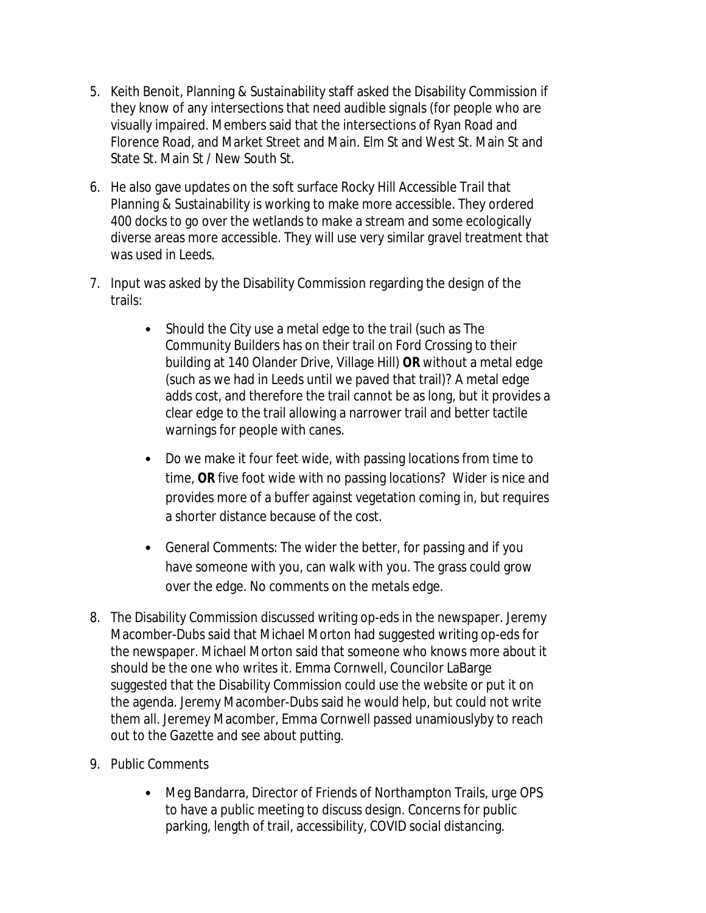5. Keith Benoit, Planning & Sustainability staff asked the Disability Commission if they know of any intersections that need audible signals (for people who are visually impaired. Members said that the intersections of Ryan Road and Florence Road, and Market Street and Main. Elm St and West St. Main St and State St. Main St / New South St.

6. He also gave updates on the soft surface Rocky Hill Accessible Trail that Planning & Sustainability is working to make more accessible. They ordered 400 docks to go over the wetlands to make a stream and some ecologically diverse areas more accessible. They will use very similar gravel treatment that was used in Leeds.

7. Input was asked by the Disability Commission regarding the design of the trails:

    - Should the City use a metal edge to the trail (such as The Community Builders has on their trail on Ford Crossing to their building at 140 Olander Drive, Village Hill) **OR** without a metal edge (such as we had in Leeds until we paved that trail)? A metal edge adds cost, and therefore the trail cannot be as long, but it provides a clear edge to the trail allowing a narrower trail and better tactile warnings for people with canes.
    - Do we make it four feet wide, with passing locations from time to time, **OR** five foot wide with no passing locations? Wider is nice and provides more of a buffer against vegetation coming in, but requires a shorter distance because of the cost.
    - General Comments: The wider the better, for passing and if you have someone with you, can walk with you. The grass could grow over the edge. No comments on the metals edge.

8. The Disability Commission discussed writing op-eds in the newspaper. Jeremy Macomber-Dubs said that Michael Morton had suggested writing op-eds for the newspaper. Michael Morton said that someone who knows more about it should be the one who writes it. Emma Cornwell, Councilor LaBarge suggested that the Disability Commission could use the website or put it on the agenda. Jeremy Macomber-Dubs said he would help, but could not write them all. Jeremey Macomber, Emma Cornwell passed unamiouslyby to reach out to the Gazette and see about putting.

9. Public Comments

    - Meg Bandarra, Director of Friends of Northampton Trails, urge OPS to have a public meeting to discuss design. Concerns for public parking, length of trail, accessibility, COVID social distancing.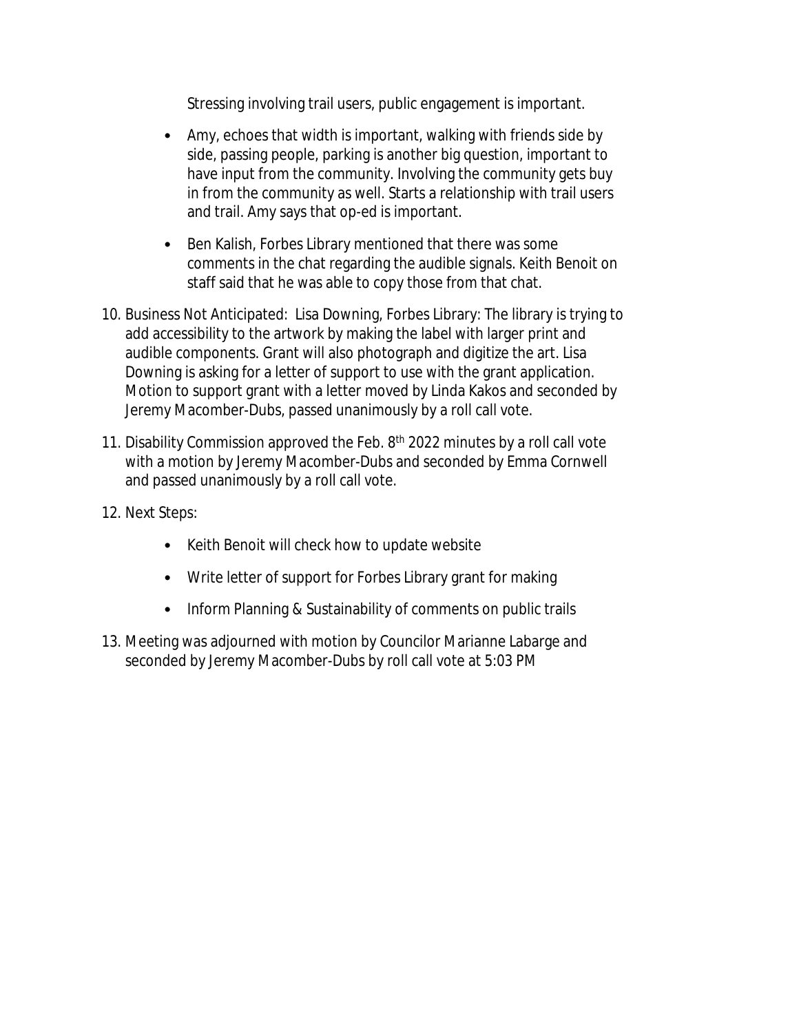Stressing involving trail users, public engagement is important.

- Amy, echoes that width is important, walking with friends side by side, passing people, parking is another big question, important to have input from the community. Involving the community gets buy in from the community as well. Starts a relationship with trail users and trail. Amy says that op-ed is important.
- Ben Kalish, Forbes Library mentioned that there was some comments in the chat regarding the audible signals. Keith Benoit on staff said that he was able to copy those from that chat.

10. Business Not Anticipated: Lisa Downing, Forbes Library: The library is trying to add accessibility to the artwork by making the label with larger print and audible components. Grant will also photograph and digitize the art. Lisa Downing is asking for a letter of support to use with the grant application. Motion to support grant with a letter moved by Linda Kakos and seconded by Jeremy Macomber-Dubs, passed unanimously by a roll call vote.
11. Disability Commission approved the Feb. 8th 2022 minutes by a roll call vote with a motion by Jeremy Macomber-Dubs and seconded by Emma Cornwell and passed unanimously by a roll call vote.
12. Next Steps:
    - Keith Benoit will check how to update website
    - Write letter of support for Forbes Library grant for making
    - Inform Planning & Sustainability of comments on public trails
13. Meeting was adjourned with motion by Councilor Marianne Labarge and seconded by Jeremy Macomber-Dubs by roll call vote at 5:03 PM